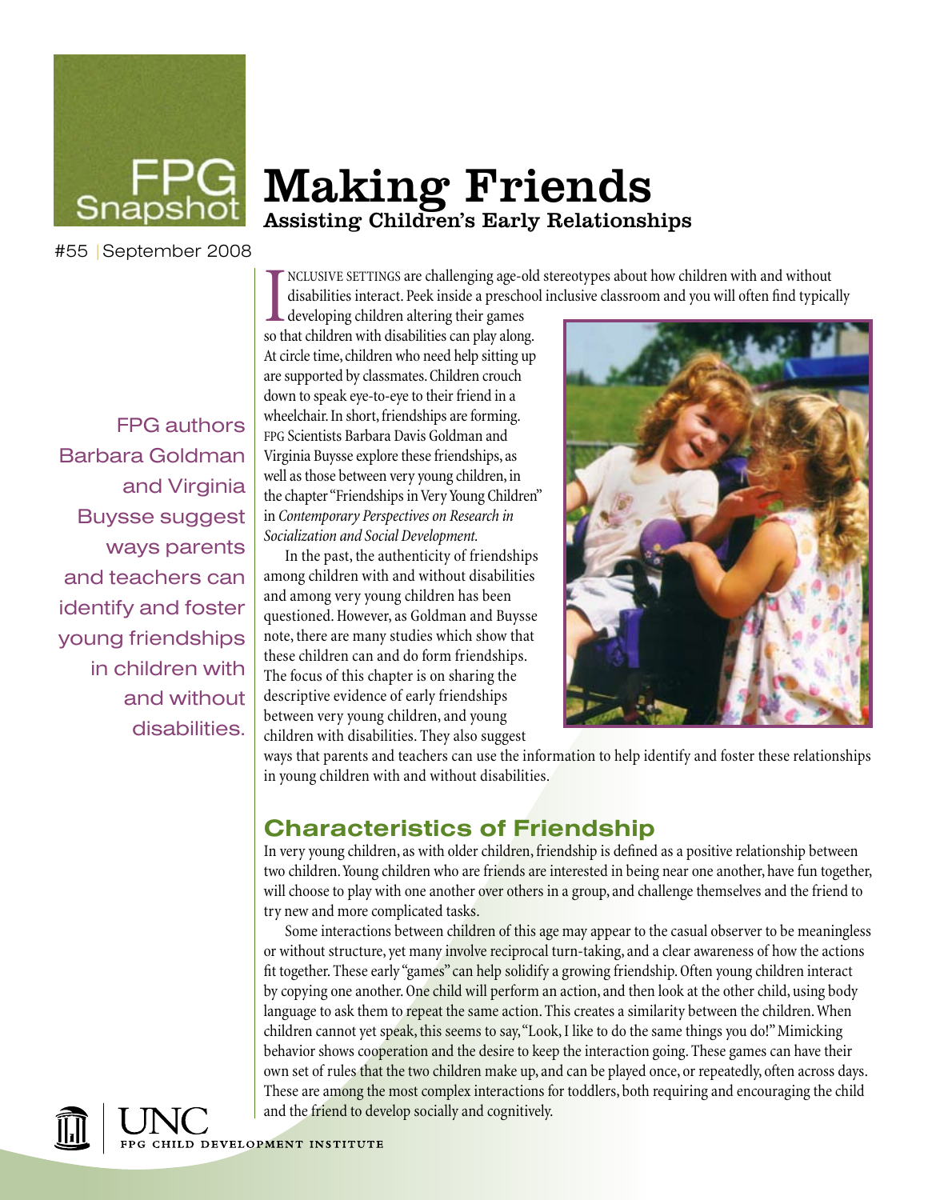FPG Snapshot

#55 | September 2008

# Making Friends

## Assisting Children's Early Relationships

FPG authors Barbara Goldman and Virginia Buysse suggest ways parents and teachers can identify and foster young friendships in children with and without disabilities.

INCLUSIVE SETTINGS are challenging age-old stereotypes about how children with and without disabilities interact. Peek inside a preschool inclusive classroom and you will often find typically developing children altering their games so that children with disabilities can play along. At circle time, children who need help sitting up are supported by classmates. Children crouch down to speak eye-to-eye to their friend in a wheelchair. In short, friendships are forming. FPG Scientists Barbara Davis Goldman and Virginia Buysse explore these friendships, as well as those between very young children, in the chapter "Friendships in Very Young Children" in *Contemporary Perspectives on Research in Socialization and Social Development.*

In the past, the authenticity of friendships among children with and without disabilities and among very young children has been questioned. However, as Goldman and Buysse note, there are many studies which show that these children can and do form friendships. The focus of this chapter is on sharing the descriptive evidence of early friendships between very young children, and young children with disabilities. They also suggest ways that parents and teachers can use the information to help identify and foster these relationships in young children with and without disabilities.

## Characteristics of Friendship

In very young children, as with older children, friendship is defined as a positive relationship between two children. Young children who are friends are interested in being near one another, have fun together, will choose to play with one another over others in a group, and challenge themselves and the friend to try new and more complicated tasks.

Some interactions between children of this age may appear to the casual observer to be meaningless or without structure, yet many involve reciprocal turn-taking, and a clear awareness of how the actions fit together. These early "games" can help solidify a growing friendship. Often young children interact by copying one another. One child will perform an action, and then look at the other child, using body language to ask them to repeat the same action. This creates a similarity between the children. When children cannot yet speak, this seems to say, "Look, I like to do the same things you do!" Mimicking behavior shows cooperation and the desire to keep the interaction going. These games can have their own set of rules that the two children make up, and can be played once, or repeatedly, often across days. These are among the most complex interactions for toddlers, both requiring and encouraging the child and the friend to develop socially and cognitively.

UNC FPG CHILD DEVELOPMENT INSTITUTE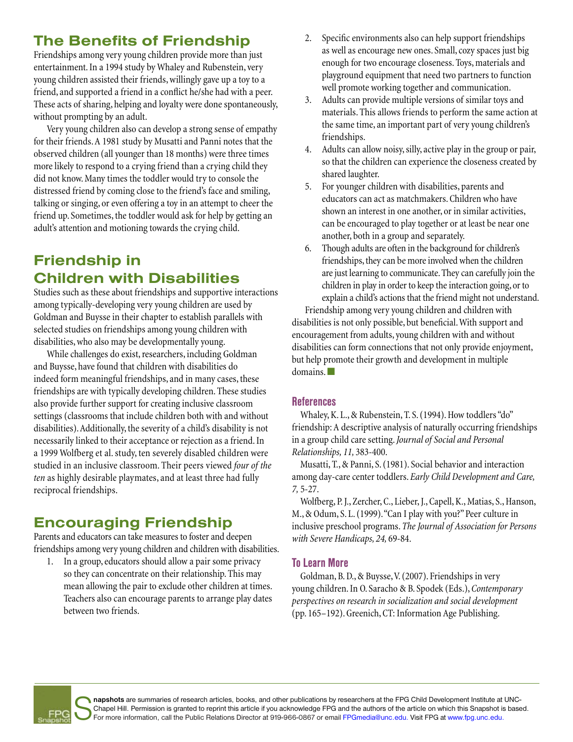## The Benefits of Friendship

Friendships among very young children provide more than just entertainment. In a 1994 study by Whaley and Rubenstein, very young children assisted their friends, willingly gave up a toy to a friend, and supported a friend in a conflict he/she had with a peer. These acts of sharing, helping and loyalty were done spontaneously, without prompting by an adult.

Very young children also can develop a strong sense of empathy for their friends. A 1981 study by Musatti and Panni notes that the observed children (all younger than 18 months) were three times more likely to respond to a crying friend than a crying child they did not know. Many times the toddler would try to console the distressed friend by coming close to the friend's face and smiling, talking or singing, or even offering a toy in an attempt to cheer the friend up. Sometimes, the toddler would ask for help by getting an adult's attention and motioning towards the crying child.

## Friendship in Children with Disabilities

Studies such as these about friendships and supportive interactions among typically-developing very young children are used by Goldman and Buysse in their chapter to establish parallels with selected studies on friendships among young children with disabilities, who also may be developmentally young.

While challenges do exist, researchers, including Goldman and Buysse, have found that children with disabilities do indeed form meaningful friendships, and in many cases, these friendships are with typically developing children. These studies also provide further support for creating inclusive classroom settings (classrooms that include children both with and without disabilities). Additionally, the severity of a child's disability is not necessarily linked to their acceptance or rejection as a friend. In a 1999 Wolfberg et al. study, ten severely disabled children were studied in an inclusive classroom. Their peers viewed *four of the ten* as highly desirable playmates, and at least three had fully reciprocal friendships.

## Encouraging Friendship

Parents and educators can take measures to foster and deepen friendships among very young children and children with disabilities.

1. In a group, educators should allow a pair some privacy so they can concentrate on their relationship. This may mean allowing the pair to exclude other children at times. Teachers also can encourage parents to arrange play dates between two friends.
2. Specific environments also can help support friendships as well as encourage new ones. Small, cozy spaces just big enough for two encourage closeness. Toys, materials and playground equipment that need two partners to function well promote working together and communication.
3. Adults can provide multiple versions of similar toys and materials. This allows friends to perform the same action at the same time, an important part of very young children's friendships.
4. Adults can allow noisy, silly, active play in the group or pair, so that the children can experience the closeness created by shared laughter.
5. For younger children with disabilities, parents and educators can act as matchmakers. Children who have shown an interest in one another, or in similar activities, can be encouraged to play together or at least be near one another, both in a group and separately.
6. Though adults are often in the background for children's friendships, they can be more involved when the children are just learning to communicate. They can carefully join the children in play in order to keep the interaction going, or to explain a child's actions that the friend might not understand.

Friendship among very young children and children with disabilities is not only possible, but beneficial. With support and encouragement from adults, young children with and without disabilities can form connections that not only provide enjoyment, but help promote their growth and development in multiple domains.

### References

Whaley, K. L., & Rubenstein, T. S. (1994). How toddlers "do" friendship: A descriptive analysis of naturally occurring friendships in a group child care setting. *Journal of Social and Personal Relationships, 11,* 383-400.

Musatti, T., & Panni, S. (1981). Social behavior and interaction among day-care center toddlers. *Early Child Development and Care, 7,* 5-27.

Wolfberg, P. J., Zercher, C., Lieber, J., Capell, K., Matias, S., Hanson, M., & Odum, S. L. (1999). "Can I play with you?" Peer culture in inclusive preschool programs. *The Journal of Association for Persons with Severe Handicaps, 24,* 69-84.

### To Learn More

Goldman, B. D., & Buysse, V. (2007). Friendships in very young children. In O. Saracho & B. Spodek (Eds.), *Contemporary perspectives on research in socialization and social development* (pp. 165–192). Greenich, CT: Information Age Publishing.

**Snapshots** are summaries of research articles, books, and other publications by researchers at the FPG Child Development Institute at UNC-Chapel Hill. Permission is granted to reprint this article if you acknowledge FPG and the authors of the article on which this Snapshot is based. For more information, call the Public Relations Director at 919-966-0867 or email FPGmedia@unc.edu. Visit FPG at www.fpg.unc.edu.